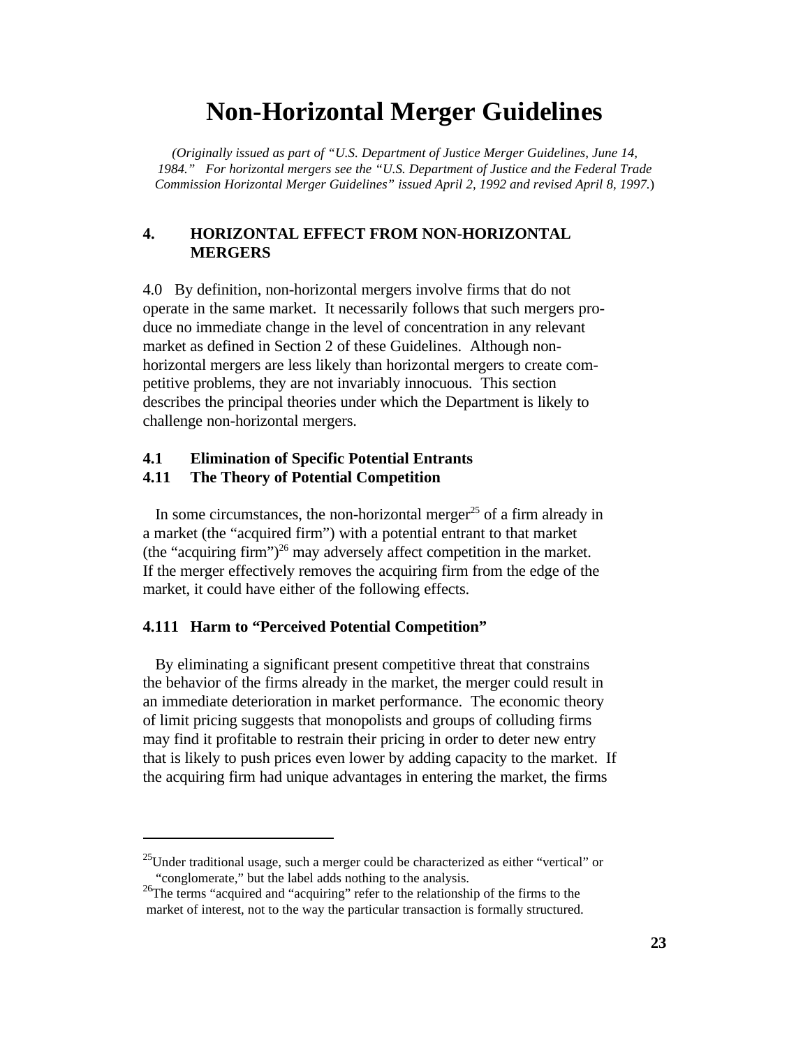# Non-Horizontal Merger Guidelines

*(Originally issued as part of "U.S. Department of Justice Merger Guidelines, June 14, 1984." For horizontal mergers see the "U.S. Department of Justice and the Federal Trade Commission Horizontal Merger Guidelines" issued April 2, 1992 and revised April 8, 1997.*)

## 4. HORIZONTAL EFFECT FROM NON-HORIZONTAL MERGERS

4.0 By definition, non-horizontal mergers involve firms that do not operate in the same market. It necessarily follows that such mergers produce no immediate change in the level of concentration in any relevant market as defined in Section 2 of these Guidelines. Although non-horizontal mergers are less likely than horizontal mergers to create competitive problems, they are not invariably innocuous. This section describes the principal theories under which the Department is likely to challenge non-horizontal mergers.

### 4.1 Elimination of Specific Potential Entrants

### 4.11 The Theory of Potential Competition

In some circumstances, the non-horizontal merger[25] of a firm already in a market (the "acquired firm") with a potential entrant to that market (the "acquiring firm")[26] may adversely affect competition in the market. If the merger effectively removes the acquiring firm from the edge of the market, it could have either of the following effects.

#### 4.111 Harm to "Perceived Potential Competition"

By eliminating a significant present competitive threat that constrains the behavior of the firms already in the market, the merger could result in an immediate deterioration in market performance. The economic theory of limit pricing suggests that monopolists and groups of colluding firms may find it profitable to restrain their pricing in order to deter new entry that is likely to push prices even lower by adding capacity to the market. If the acquiring firm had unique advantages in entering the market, the firms

---

[25]Under traditional usage, such a merger could be characterized as either "vertical" or "conglomerate," but the label adds nothing to the analysis.

[26]The terms "acquired and "acquiring" refer to the relationship of the firms to the market of interest, not to the way the particular transaction is formally structured.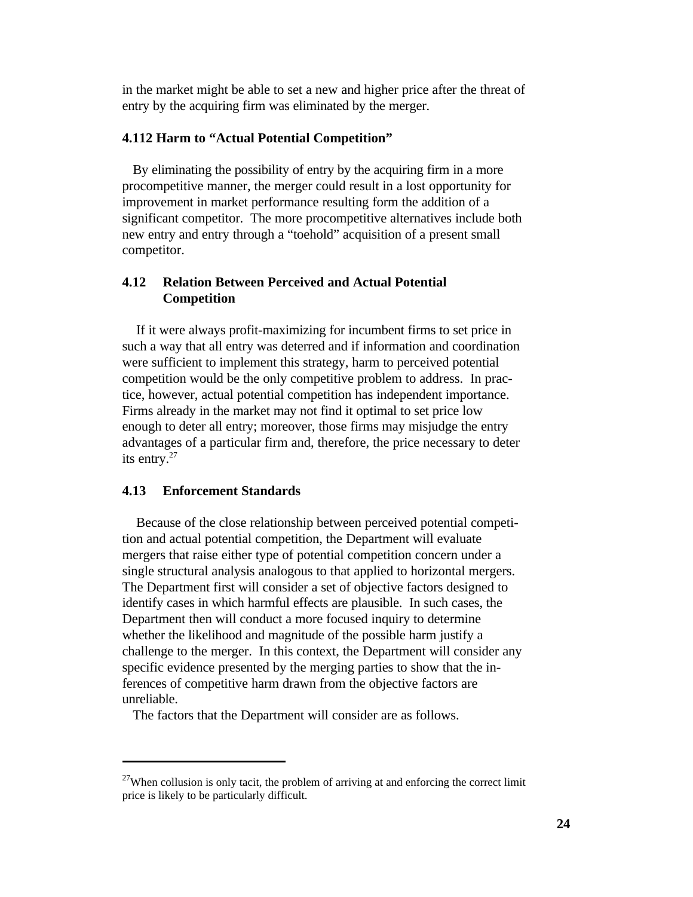in the market might be able to set a new and higher price after the threat of entry by the acquiring firm was eliminated by the merger.

#### 4.112 Harm to "Actual Potential Competition"

By eliminating the possibility of entry by the acquiring firm in a more procompetitive manner, the merger could result in a lost opportunity for improvement in market performance resulting form the addition of a significant competitor. The more procompetitive alternatives include both new entry and entry through a "toehold" acquisition of a present small competitor.

### 4.12 Relation Between Perceived and Actual Potential Competition

If it were always profit-maximizing for incumbent firms to set price in such a way that all entry was deterred and if information and coordination were sufficient to implement this strategy, harm to perceived potential competition would be the only competitive problem to address. In practice, however, actual potential competition has independent importance. Firms already in the market may not find it optimal to set price low enough to deter all entry; moreover, those firms may misjudge the entry advantages of a particular firm and, therefore, the price necessary to deter its entry.[27]

### 4.13 Enforcement Standards

Because of the close relationship between perceived potential competition and actual potential competition, the Department will evaluate mergers that raise either type of potential competition concern under a single structural analysis analogous to that applied to horizontal mergers. The Department first will consider a set of objective factors designed to identify cases in which harmful effects are plausible. In such cases, the Department then will conduct a more focused inquiry to determine whether the likelihood and magnitude of the possible harm justify a challenge to the merger. In this context, the Department will consider any specific evidence presented by the merging parties to show that the inferences of competitive harm drawn from the objective factors are unreliable.

The factors that the Department will consider are as follows.

---

[27] When collusion is only tacit, the problem of arriving at and enforcing the correct limit price is likely to be particularly difficult.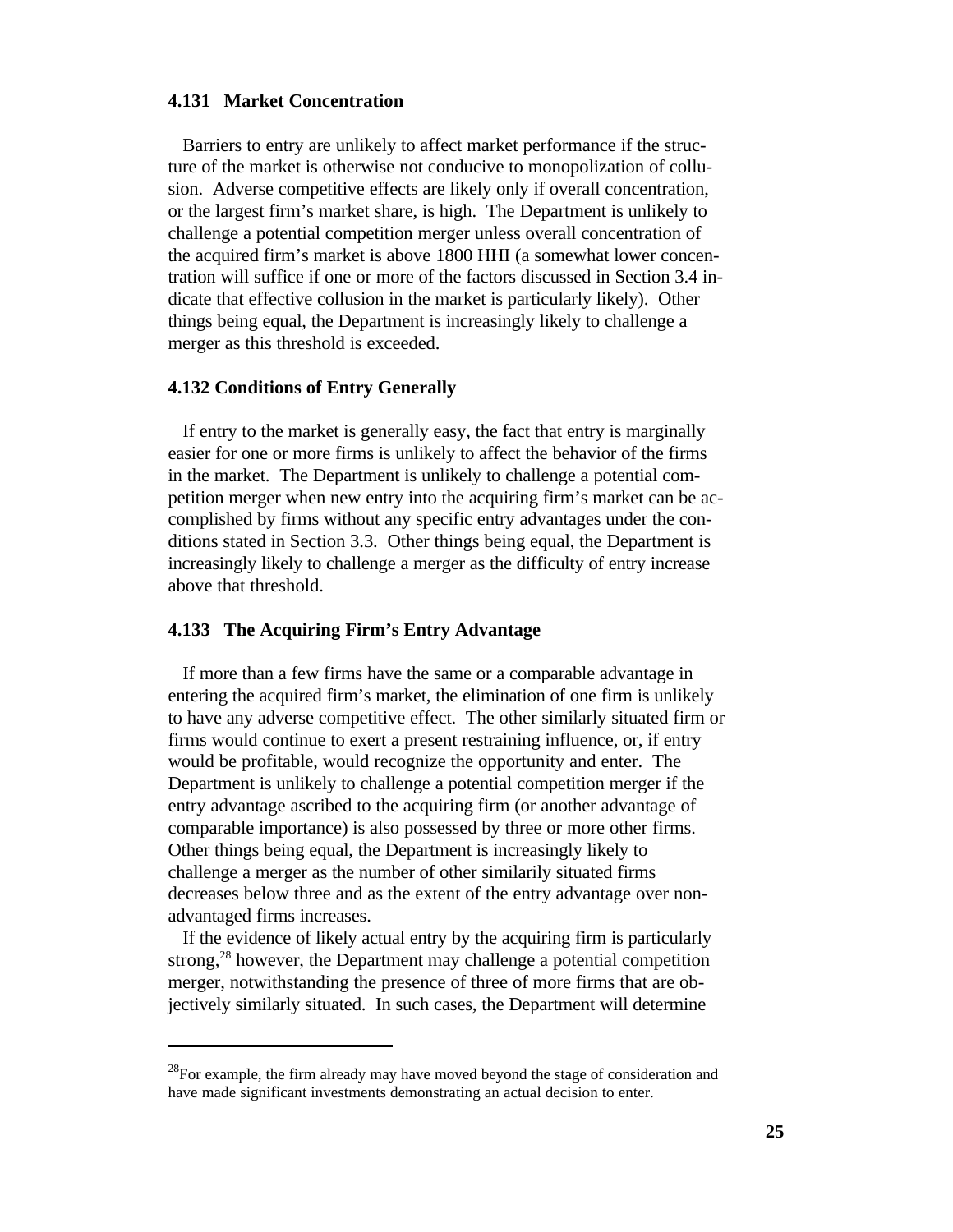#### 4.131 Market Concentration

Barriers to entry are unlikely to affect market performance if the structure of the market is otherwise not conducive to monopolization of collusion. Adverse competitive effects are likely only if overall concentration, or the largest firm's market share, is high. The Department is unlikely to challenge a potential competition merger unless overall concentration of the acquired firm's market is above 1800 HHI (a somewhat lower concentration will suffice if one or more of the factors discussed in Section 3.4 indicate that effective collusion in the market is particularly likely). Other things being equal, the Department is increasingly likely to challenge a merger as this threshold is exceeded.

#### 4.132 Conditions of Entry Generally

If entry to the market is generally easy, the fact that entry is marginally easier for one or more firms is unlikely to affect the behavior of the firms in the market. The Department is unlikely to challenge a potential competition merger when new entry into the acquiring firm's market can be accomplished by firms without any specific entry advantages under the conditions stated in Section 3.3. Other things being equal, the Department is increasingly likely to challenge a merger as the difficulty of entry increase above that threshold.

#### 4.133 The Acquiring Firm's Entry Advantage

If more than a few firms have the same or a comparable advantage in entering the acquired firm's market, the elimination of one firm is unlikely to have any adverse competitive effect. The other similarly situated firm or firms would continue to exert a present restraining influence, or, if entry would be profitable, would recognize the opportunity and enter. The Department is unlikely to challenge a potential competition merger if the entry advantage ascribed to the acquiring firm (or another advantage of comparable importance) is also possessed by three or more other firms. Other things being equal, the Department is increasingly likely to challenge a merger as the number of other similarily situated firms decreases below three and as the extent of the entry advantage over non-advantaged firms increases.

If the evidence of likely actual entry by the acquiring firm is particularly strong,[28] however, the Department may challenge a potential competition merger, notwithstanding the presence of three of more firms that are objectively similarly situated. In such cases, the Department will determine

[28] For example, the firm already may have moved beyond the stage of consideration and have made significant investments demonstrating an actual decision to enter.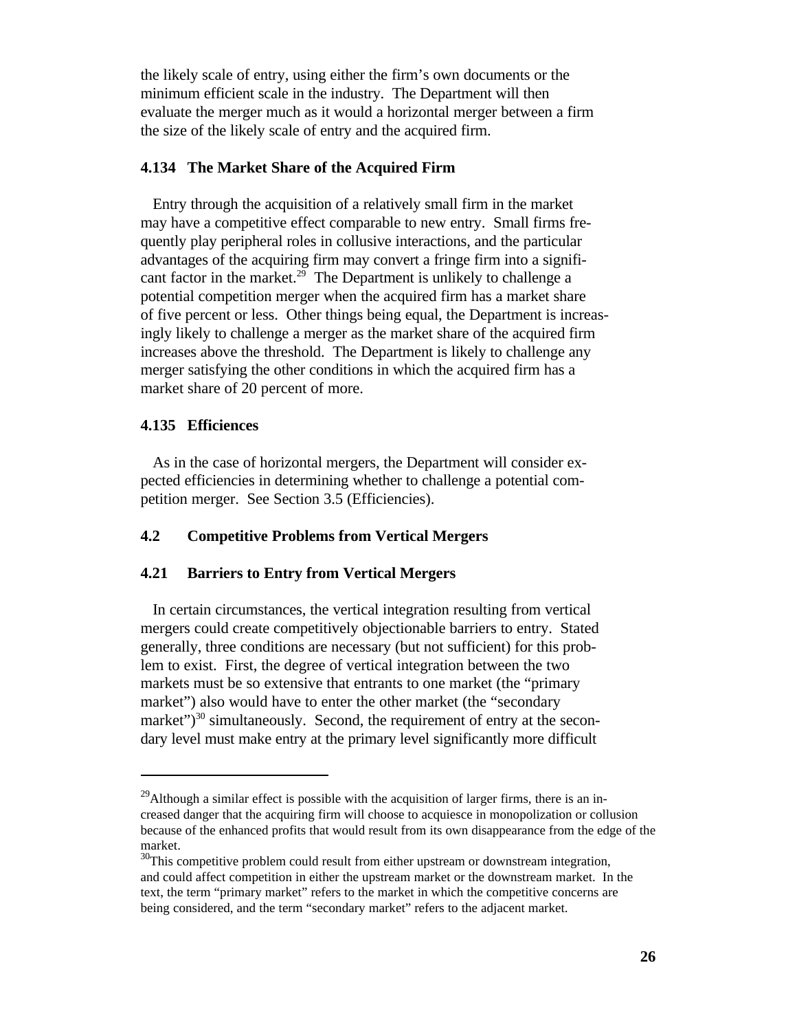the likely scale of entry, using either the firm's own documents or the minimum efficient scale in the industry. The Department will then evaluate the merger much as it would a horizontal merger between a firm the size of the likely scale of entry and the acquired firm.

### 4.134 The Market Share of the Acquired Firm

Entry through the acquisition of a relatively small firm in the market may have a competitive effect comparable to new entry. Small firms frequently play peripheral roles in collusive interactions, and the particular advantages of the acquiring firm may convert a fringe firm into a significant factor in the market.[29] The Department is unlikely to challenge a potential competition merger when the acquired firm has a market share of five percent or less. Other things being equal, the Department is increasingly likely to challenge a merger as the market share of the acquired firm increases above the threshold. The Department is likely to challenge any merger satisfying the other conditions in which the acquired firm has a market share of 20 percent of more.

### 4.135 Efficiences

As in the case of horizontal mergers, the Department will consider expected efficiencies in determining whether to challenge a potential competition merger. See Section 3.5 (Efficiencies).

### 4.2 Competitive Problems from Vertical Mergers

### 4.21 Barriers to Entry from Vertical Mergers

In certain circumstances, the vertical integration resulting from vertical mergers could create competitively objectionable barriers to entry. Stated generally, three conditions are necessary (but not sufficient) for this problem to exist. First, the degree of vertical integration between the two markets must be so extensive that entrants to one market (the "primary market") also would have to enter the other market (the "secondary market")[30] simultaneously. Second, the requirement of entry at the secondary level must make entry at the primary level significantly more difficult

---

[29] Although a similar effect is possible with the acquisition of larger firms, there is an increased danger that the acquiring firm will choose to acquiesce in monopolization or collusion because of the enhanced profits that would result from its own disappearance from the edge of the market.

[30] This competitive problem could result from either upstream or downstream integration, and could affect competition in either the upstream market or the downstream market. In the text, the term "primary market" refers to the market in which the competitive concerns are being considered, and the term "secondary market" refers to the adjacent market.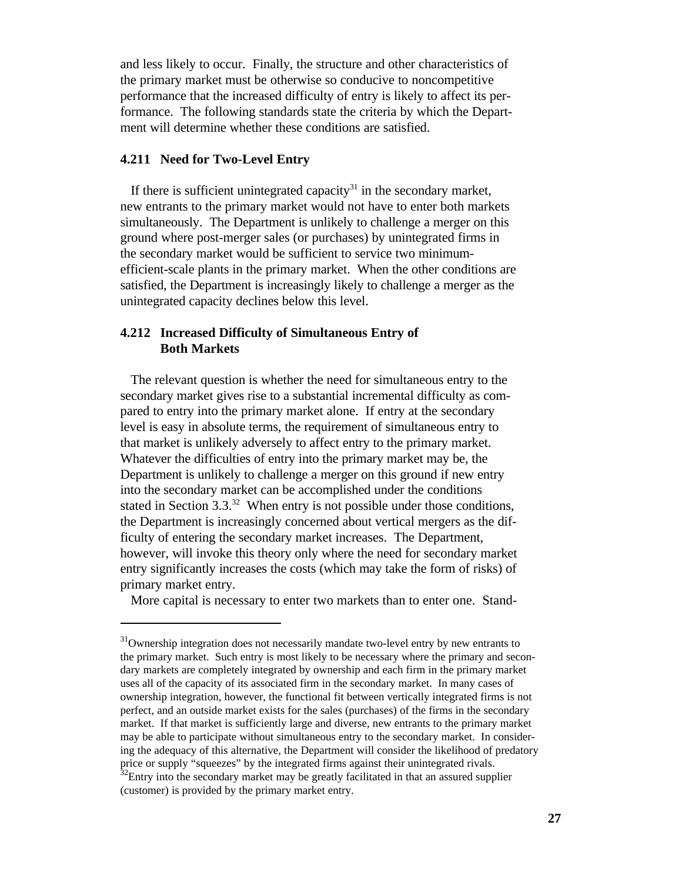and less likely to occur. Finally, the structure and other characteristics of the primary market must be otherwise so conducive to noncompetitive performance that the increased difficulty of entry is likely to affect its performance. The following standards state the criteria by which the Department will determine whether these conditions are satisfied.

#### 4.211 Need for Two-Level Entry

If there is sufficient unintegrated capacity[31] in the secondary market, new entrants to the primary market would not have to enter both markets simultaneously. The Department is unlikely to challenge a merger on this ground where post-merger sales (or purchases) by unintegrated firms in the secondary market would be sufficient to service two minimum-efficient-scale plants in the primary market. When the other conditions are satisfied, the Department is increasingly likely to challenge a merger as the unintegrated capacity declines below this level.

#### 4.212 Increased Difficulty of Simultaneous Entry of Both Markets

The relevant question is whether the need for simultaneous entry to the secondary market gives rise to a substantial incremental difficulty as compared to entry into the primary market alone. If entry at the secondary level is easy in absolute terms, the requirement of simultaneous entry to that market is unlikely adversely to affect entry to the primary market. Whatever the difficulties of entry into the primary market may be, the Department is unlikely to challenge a merger on this ground if new entry into the secondary market can be accomplished under the conditions stated in Section 3.3.[32] When entry is not possible under those conditions, the Department is increasingly concerned about vertical mergers as the difficulty of entering the secondary market increases. The Department, however, will invoke this theory only where the need for secondary market entry significantly increases the costs (which may take the form of risks) of primary market entry.

More capital is necessary to enter two markets than to enter one. Stand-

---

[31]Ownership integration does not necessarily mandate two-level entry by new entrants to the primary market. Such entry is most likely to be necessary where the primary and secondary markets are completely integrated by ownership and each firm in the primary market uses all of the capacity of its associated firm in the secondary market. In many cases of ownership integration, however, the functional fit between vertically integrated firms is not perfect, and an outside market exists for the sales (purchases) of the firms in the secondary market. If that market is sufficiently large and diverse, new entrants to the primary market may be able to participate without simultaneous entry to the secondary market. In considering the adequacy of this alternative, the Department will consider the likelihood of predatory price or supply "squeezes" by the integrated firms against their unintegrated rivals.

[32]Entry into the secondary market may be greatly facilitated in that an assured supplier (customer) is provided by the primary market entry.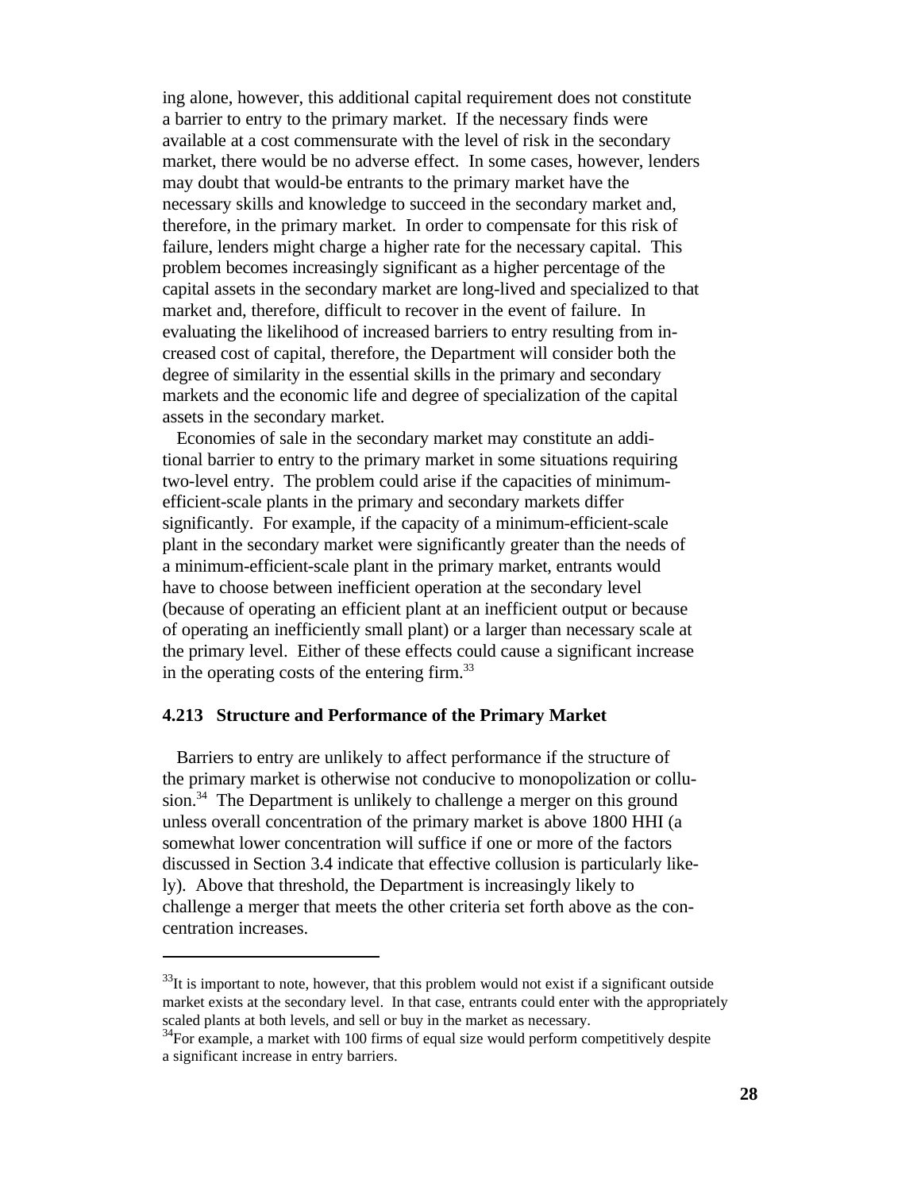ing alone, however, this additional capital requirement does not constitute a barrier to entry to the primary market. If the necessary finds were available at a cost commensurate with the level of risk in the secondary market, there would be no adverse effect. In some cases, however, lenders may doubt that would-be entrants to the primary market have the necessary skills and knowledge to succeed in the secondary market and, therefore, in the primary market. In order to compensate for this risk of failure, lenders might charge a higher rate for the necessary capital. This problem becomes increasingly significant as a higher percentage of the capital assets in the secondary market are long-lived and specialized to that market and, therefore, difficult to recover in the event of failure. In evaluating the likelihood of increased barriers to entry resulting from increased cost of capital, therefore, the Department will consider both the degree of similarity in the essential skills in the primary and secondary markets and the economic life and degree of specialization of the capital assets in the secondary market.

Economies of sale in the secondary market may constitute an additional barrier to entry to the primary market in some situations requiring two-level entry. The problem could arise if the capacities of minimum-efficient-scale plants in the primary and secondary markets differ significantly. For example, if the capacity of a minimum-efficient-scale plant in the secondary market were significantly greater than the needs of a minimum-efficient-scale plant in the primary market, entrants would have to choose between inefficient operation at the secondary level (because of operating an efficient plant at an inefficient output or because of operating an inefficiently small plant) or a larger than necessary scale at the primary level. Either of these effects could cause a significant increase in the operating costs of the entering firm.[33]

### 4.213 Structure and Performance of the Primary Market

Barriers to entry are unlikely to affect performance if the structure of the primary market is otherwise not conducive to monopolization or collusion.[34] The Department is unlikely to challenge a merger on this ground unless overall concentration of the primary market is above 1800 HHI (a somewhat lower concentration will suffice if one or more of the factors discussed in Section 3.4 indicate that effective collusion is particularly likely). Above that threshold, the Department is increasingly likely to challenge a merger that meets the other criteria set forth above as the concentration increases.

---

[33] It is important to note, however, that this problem would not exist if a significant outside market exists at the secondary level. In that case, entrants could enter with the appropriately scaled plants at both levels, and sell or buy in the market as necessary.

[34] For example, a market with 100 firms of equal size would perform competitively despite a significant increase in entry barriers.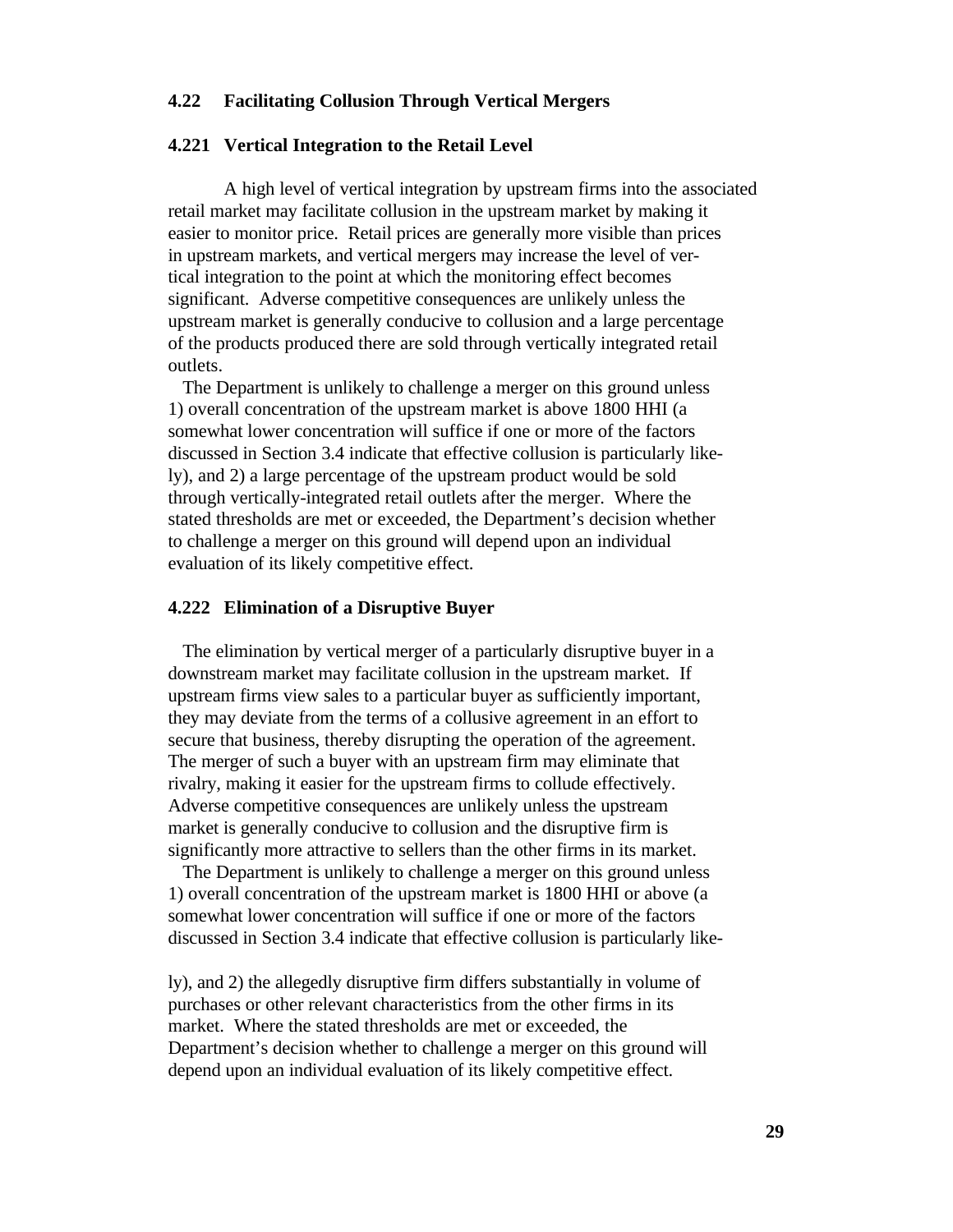### 4.22 Facilitating Collusion Through Vertical Mergers

#### 4.221 Vertical Integration to the Retail Level

A high level of vertical integration by upstream firms into the associated retail market may facilitate collusion in the upstream market by making it easier to monitor price. Retail prices are generally more visible than prices in upstream markets, and vertical mergers may increase the level of vertical integration to the point at which the monitoring effect becomes significant. Adverse competitive consequences are unlikely unless the upstream market is generally conducive to collusion and a large percentage of the products produced there are sold through vertically integrated retail outlets.

The Department is unlikely to challenge a merger on this ground unless 1) overall concentration of the upstream market is above 1800 HHI (a somewhat lower concentration will suffice if one or more of the factors discussed in Section 3.4 indicate that effective collusion is particularly likely), and 2) a large percentage of the upstream product would be sold through vertically-integrated retail outlets after the merger. Where the stated thresholds are met or exceeded, the Department's decision whether to challenge a merger on this ground will depend upon an individual evaluation of its likely competitive effect.

#### 4.222 Elimination of a Disruptive Buyer

The elimination by vertical merger of a particularly disruptive buyer in a downstream market may facilitate collusion in the upstream market. If upstream firms view sales to a particular buyer as sufficiently important, they may deviate from the terms of a collusive agreement in an effort to secure that business, thereby disrupting the operation of the agreement. The merger of such a buyer with an upstream firm may eliminate that rivalry, making it easier for the upstream firms to collude effectively. Adverse competitive consequences are unlikely unless the upstream market is generally conducive to collusion and the disruptive firm is significantly more attractive to sellers than the other firms in its market.

The Department is unlikely to challenge a merger on this ground unless 1) overall concentration of the upstream market is 1800 HHI or above (a somewhat lower concentration will suffice if one or more of the factors discussed in Section 3.4 indicate that effective collusion is particularly likely), and 2) the allegedly disruptive firm differs substantially in volume of purchases or other relevant characteristics from the other firms in its market. Where the stated thresholds are met or exceeded, the Department's decision whether to challenge a merger on this ground will depend upon an individual evaluation of its likely competitive effect.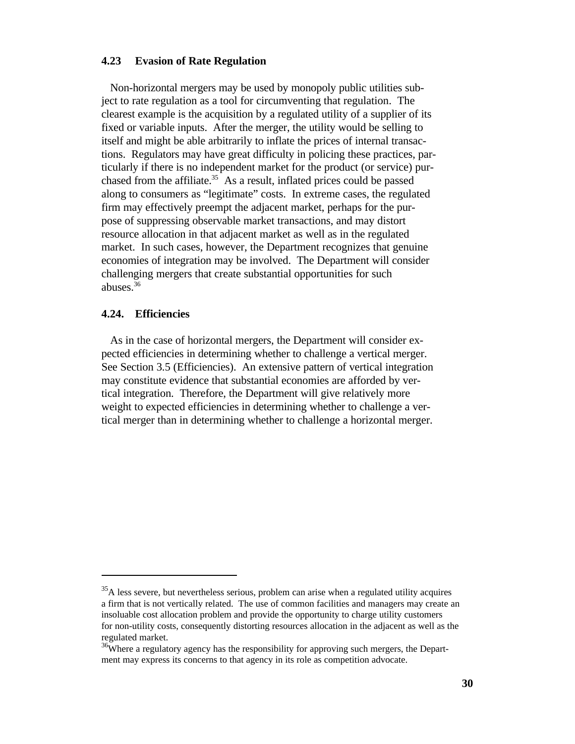### 4.23 Evasion of Rate Regulation

Non-horizontal mergers may be used by monopoly public utilities subject to rate regulation as a tool for circumventing that regulation. The clearest example is the acquisition by a regulated utility of a supplier of its fixed or variable inputs. After the merger, the utility would be selling to itself and might be able arbitrarily to inflate the prices of internal transactions. Regulators may have great difficulty in policing these practices, particularly if there is no independent market for the product (or service) purchased from the affiliate.[35] As a result, inflated prices could be passed along to consumers as "legitimate" costs. In extreme cases, the regulated firm may effectively preempt the adjacent market, perhaps for the purpose of suppressing observable market transactions, and may distort resource allocation in that adjacent market as well as in the regulated market. In such cases, however, the Department recognizes that genuine economies of integration may be involved. The Department will consider challenging mergers that create substantial opportunities for such abuses.[36]

### 4.24. Efficiencies

As in the case of horizontal mergers, the Department will consider expected efficiencies in determining whether to challenge a vertical merger. See Section 3.5 (Efficiencies). An extensive pattern of vertical integration may constitute evidence that substantial economies are afforded by vertical integration. Therefore, the Department will give relatively more weight to expected efficiencies in determining whether to challenge a vertical merger than in determining whether to challenge a horizontal merger.

---

[35] A less severe, but nevertheless serious, problem can arise when a regulated utility acquires a firm that is not vertically related. The use of common facilities and managers may create an insoluable cost allocation problem and provide the opportunity to charge utility customers for non-utility costs, consequently distorting resources allocation in the adjacent as well as the regulated market.

[36] Where a regulatory agency has the responsibility for approving such mergers, the Department may express its concerns to that agency in its role as competition advocate.